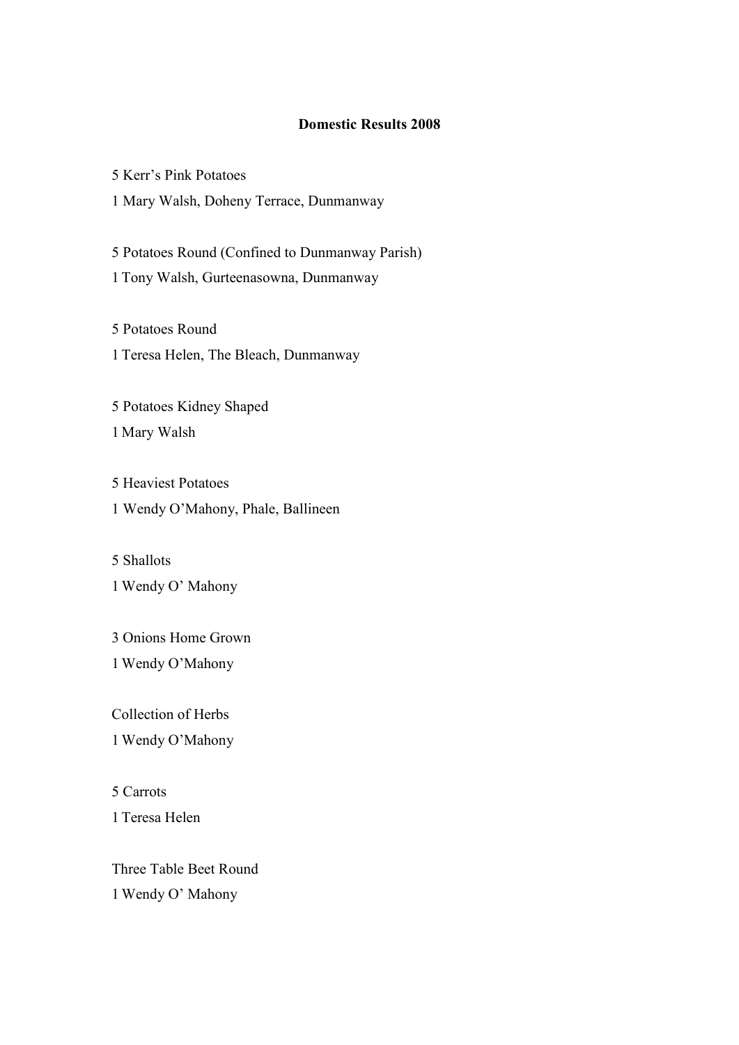**Domestic Results 2008**

5 Kerr's Pink Potatoes
1 Mary Walsh, Doheny Terrace, Dunmanway

5 Potatoes Round (Confined to Dunmanway Parish)
1 Tony Walsh, Gurteenasowna, Dunmanway

5 Potatoes Round
1 Teresa Helen, The Bleach, Dunmanway

5 Potatoes Kidney Shaped
1 Mary Walsh

5 Heaviest Potatoes
1 Wendy O'Mahony, Phale, Ballineen

5 Shallots
1 Wendy O' Mahony

3 Onions Home Grown
1 Wendy O'Mahony

Collection of Herbs
1 Wendy O'Mahony

5 Carrots
1 Teresa Helen

Three Table Beet Round
1 Wendy O' Mahony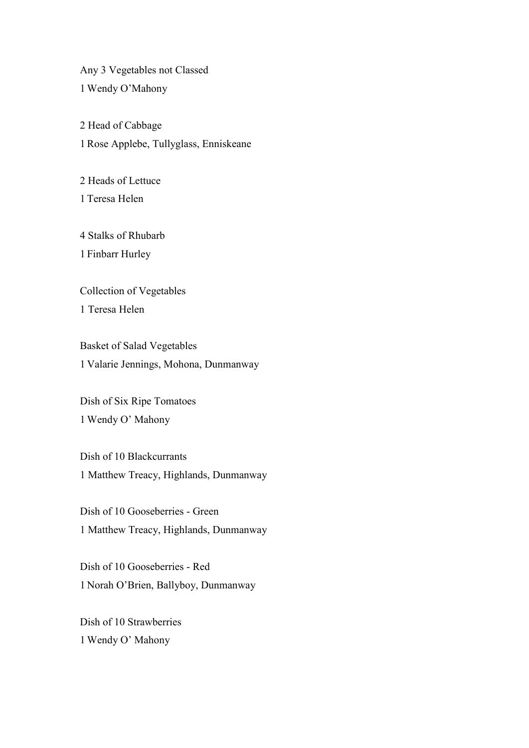Any 3 Vegetables not Classed

1 Wendy O'Mahony

2 Head of Cabbage

1 Rose Applebe, Tullyglass, Enniskeane

2 Heads of Lettuce

1 Teresa Helen

4 Stalks of Rhubarb

1 Finbarr Hurley

Collection of Vegetables

1 Teresa Helen

Basket of Salad Vegetables

1 Valarie Jennings, Mohona, Dunmanway

Dish of Six Ripe Tomatoes

1 Wendy O' Mahony

Dish of 10 Blackcurrants

1 Matthew Treacy, Highlands, Dunmanway

Dish of 10 Gooseberries - Green

1 Matthew Treacy, Highlands, Dunmanway

Dish of 10 Gooseberries - Red

1 Norah O'Brien, Ballyboy, Dunmanway

Dish of 10 Strawberries

1 Wendy O' Mahony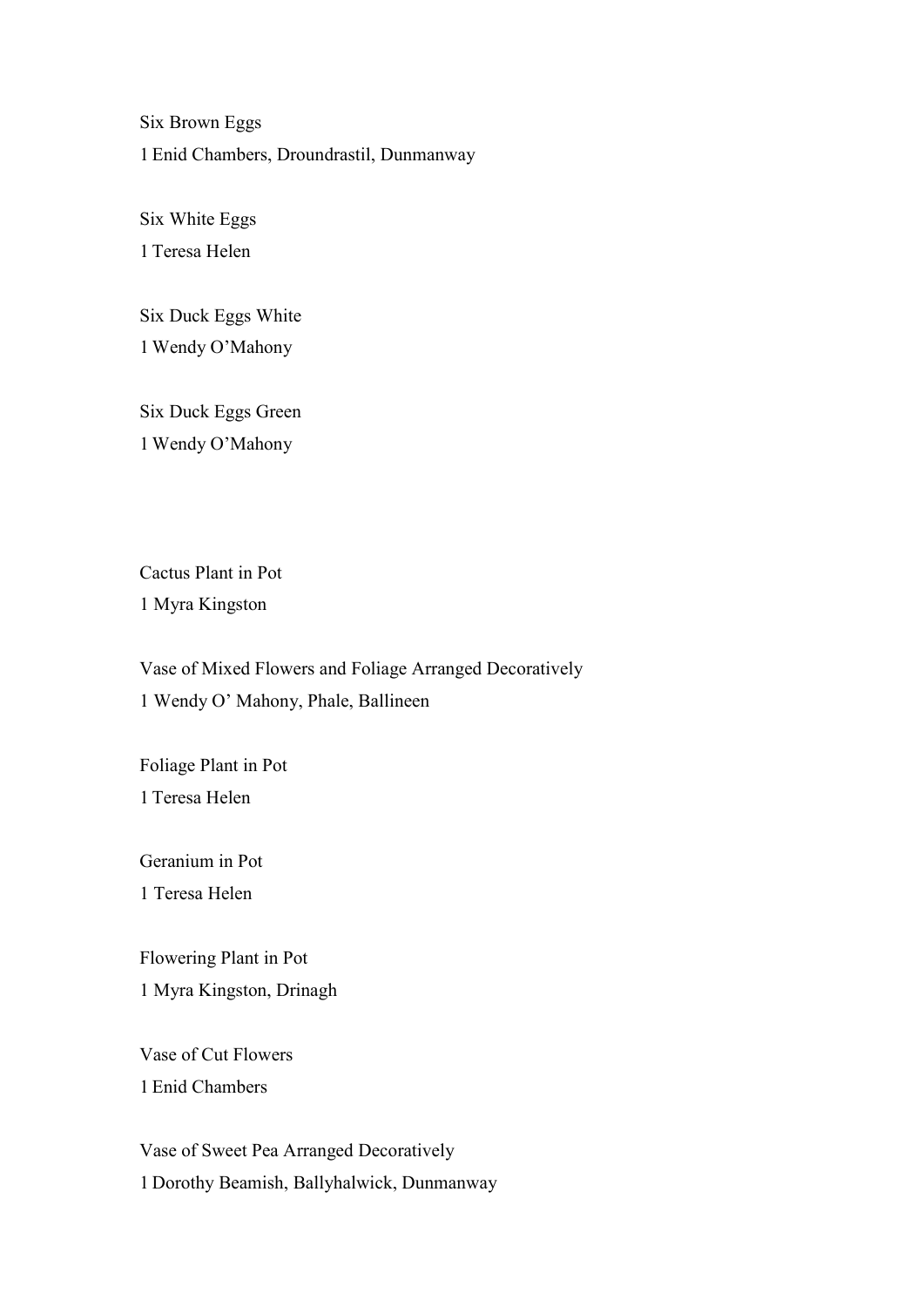Six Brown Eggs

1 Enid Chambers, Droundrastil, Dunmanway

Six White Eggs

1 Teresa Helen

Six Duck Eggs White

1 Wendy O'Mahony

Six Duck Eggs Green

1 Wendy O'Mahony

Cactus Plant in Pot

1 Myra Kingston

Vase of Mixed Flowers and Foliage Arranged Decoratively

1 Wendy O' Mahony, Phale, Ballineen

Foliage Plant in Pot

1 Teresa Helen

Geranium in Pot

1 Teresa Helen

Flowering Plant in Pot

1 Myra Kingston, Drinagh

Vase of Cut Flowers

1 Enid Chambers

Vase of Sweet Pea Arranged Decoratively

1 Dorothy Beamish, Ballyhalwick, Dunmanway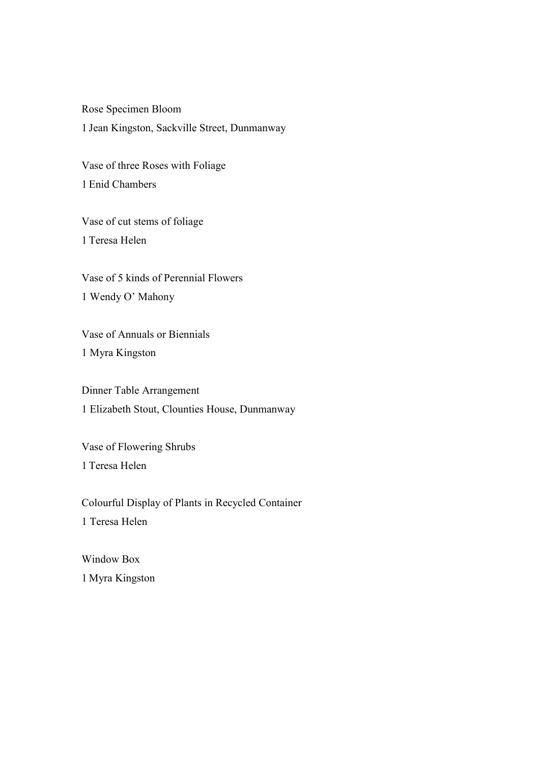Rose Specimen Bloom

1 Jean Kingston, Sackville Street, Dunmanway

Vase of three Roses with Foliage

1 Enid Chambers

Vase of cut stems of foliage

1 Teresa Helen

Vase of 5 kinds of Perennial Flowers

1 Wendy O' Mahony

Vase of Annuals or Biennials

1 Myra Kingston

Dinner Table Arrangement

1 Elizabeth Stout, Clounties House, Dunmanway

Vase of Flowering Shrubs

1 Teresa Helen

Colourful Display of Plants in Recycled Container

1 Teresa Helen

Window Box

1 Myra Kingston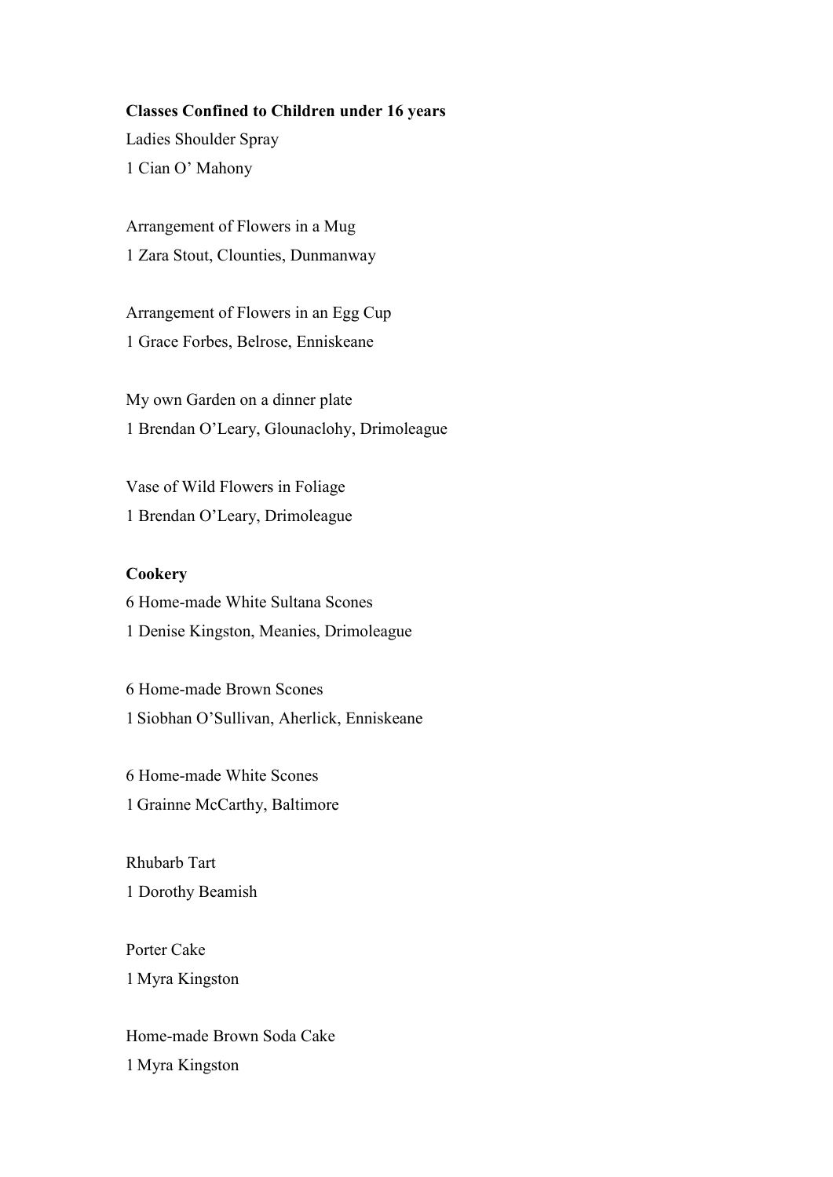**Classes Confined to Children under 16 years**

Ladies Shoulder Spray

1 Cian O' Mahony

Arrangement of Flowers in a Mug

1 Zara Stout, Clounties, Dunmanway

Arrangement of Flowers in an Egg Cup

1 Grace Forbes, Belrose, Enniskeane

My own Garden on a dinner plate

1 Brendan O'Leary, Glounaclohy, Drimoleague

Vase of Wild Flowers in Foliage

1 Brendan O'Leary, Drimoleague

**Cookery**

6 Home-made White Sultana Scones

1 Denise Kingston, Meanies, Drimoleague

6 Home-made Brown Scones

1 Siobhan O'Sullivan, Aherlick, Enniskeane

6 Home-made White Scones

1 Grainne McCarthy, Baltimore

Rhubarb Tart

1 Dorothy Beamish

Porter Cake

1 Myra Kingston

Home-made Brown Soda Cake

1 Myra Kingston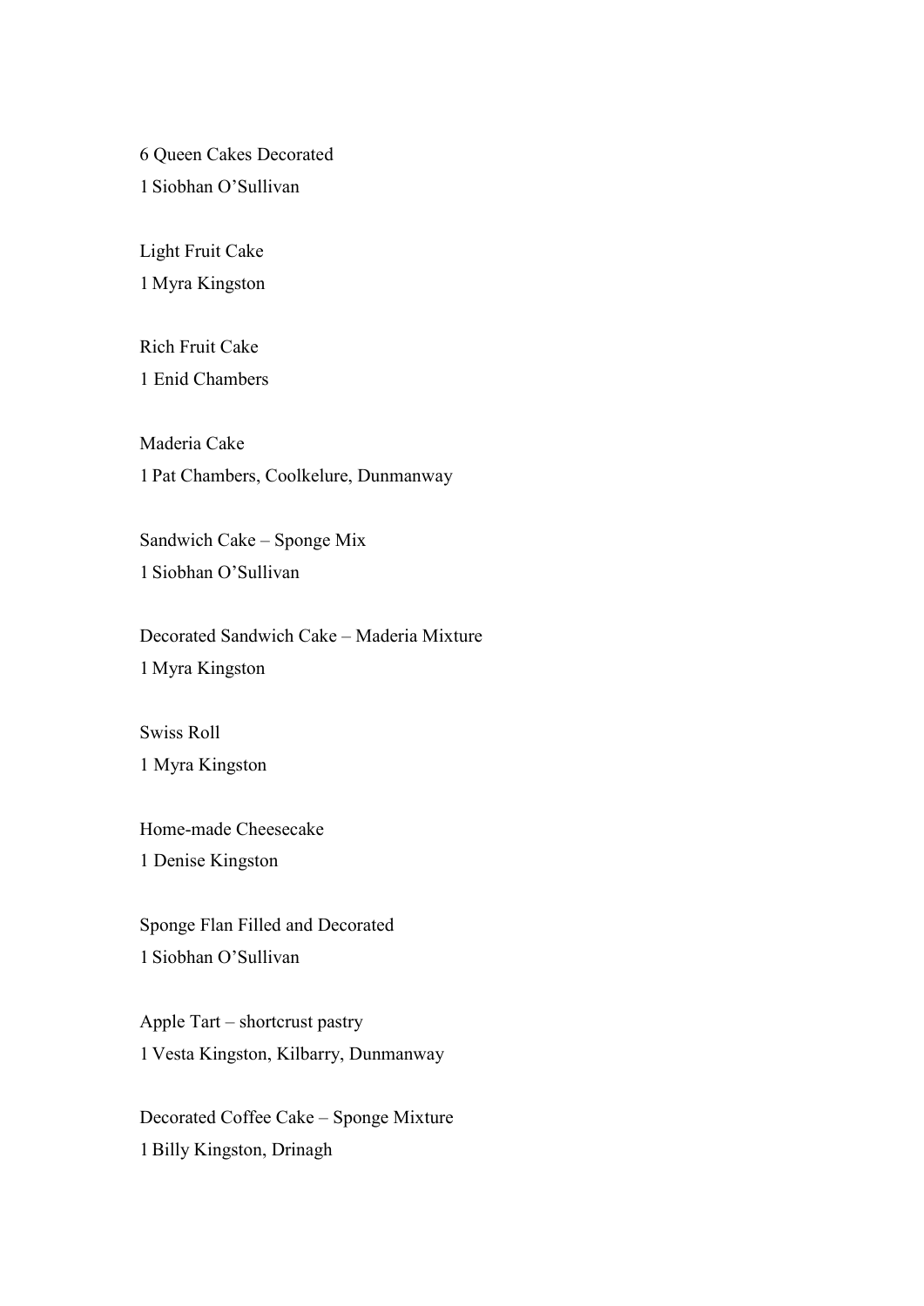6 Queen Cakes Decorated
1 Siobhan O'Sullivan

Light Fruit Cake
1 Myra Kingston

Rich Fruit Cake
1 Enid Chambers

Maderia Cake
1 Pat Chambers, Coolkelure, Dunmanway

Sandwich Cake – Sponge Mix
1 Siobhan O'Sullivan

Decorated Sandwich Cake – Maderia Mixture
1 Myra Kingston

Swiss Roll
1 Myra Kingston

Home-made Cheesecake
1 Denise Kingston

Sponge Flan Filled and Decorated
1 Siobhan O'Sullivan

Apple Tart – shortcrust pastry
1 Vesta Kingston, Kilbarry, Dunmanway

Decorated Coffee Cake – Sponge Mixture
1 Billy Kingston, Drinagh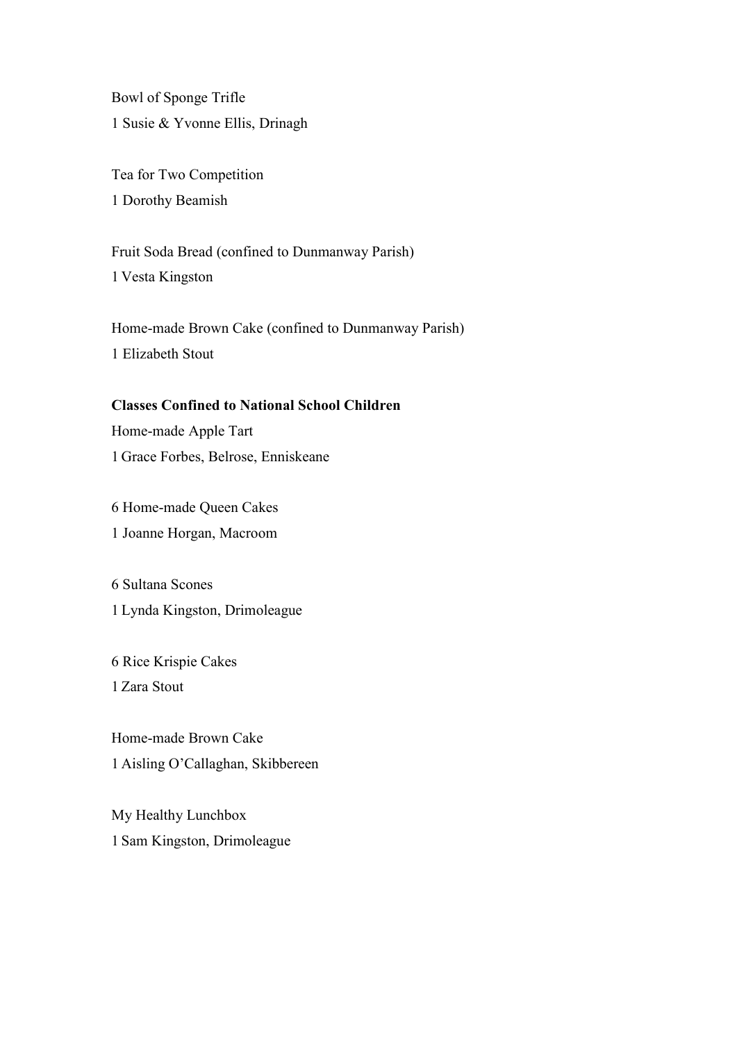Bowl of Sponge Trifle
1 Susie & Yvonne Ellis, Drinagh

Tea for Two Competition
1 Dorothy Beamish

Fruit Soda Bread (confined to Dunmanway Parish)
1 Vesta Kingston

Home-made Brown Cake (confined to Dunmanway Parish)
1 Elizabeth Stout

**Classes Confined to National School Children**

Home-made Apple Tart
1 Grace Forbes, Belrose, Enniskeane

6 Home-made Queen Cakes
1 Joanne Horgan, Macroom

6 Sultana Scones
1 Lynda Kingston, Drimoleague

6 Rice Krispie Cakes
1 Zara Stout

Home-made Brown Cake
1 Aisling O'Callaghan, Skibbereen

My Healthy Lunchbox
1 Sam Kingston, Drimoleague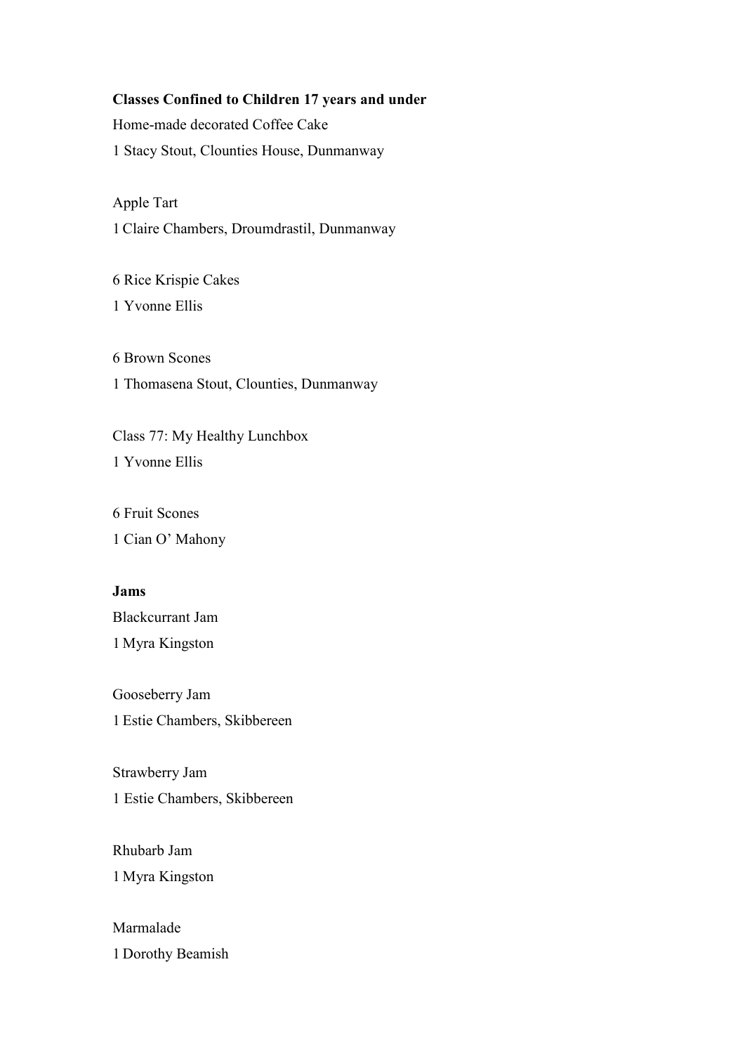**Classes Confined to Children 17 years and under**

Home-made decorated Coffee Cake

1 Stacy Stout, Clounties House, Dunmanway

Apple Tart

1 Claire Chambers, Droumdrastil, Dunmanway

6 Rice Krispie Cakes

1 Yvonne Ellis

6 Brown Scones

1 Thomasena Stout, Clounties, Dunmanway

Class 77: My Healthy Lunchbox

1 Yvonne Ellis

6 Fruit Scones

1 Cian O' Mahony

**Jams**

Blackcurrant Jam

1 Myra Kingston

Gooseberry Jam

1 Estie Chambers, Skibbereen

Strawberry Jam

1 Estie Chambers, Skibbereen

Rhubarb Jam

1 Myra Kingston

Marmalade

1 Dorothy Beamish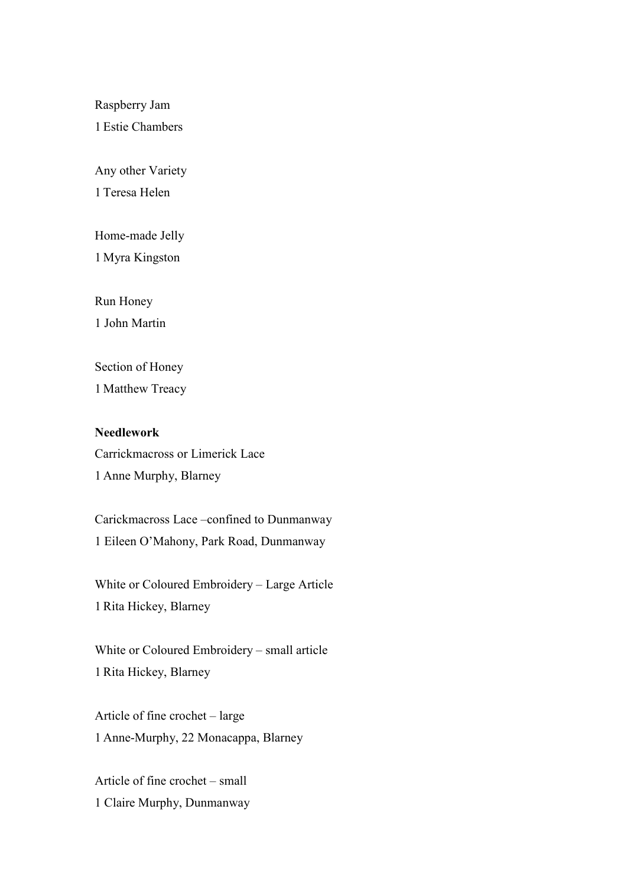Raspberry Jam
1 Estie Chambers

Any other Variety
1 Teresa Helen

Home-made Jelly
1 Myra Kingston

Run Honey
1 John Martin

Section of Honey
1 Matthew Treacy

**Needlework**
Carrickmacross or Limerick Lace
1 Anne Murphy, Blarney

Carickmacross Lace –confined to Dunmanway
1 Eileen O'Mahony, Park Road, Dunmanway

White or Coloured Embroidery – Large Article
1 Rita Hickey, Blarney

White or Coloured Embroidery – small article
1 Rita Hickey, Blarney

Article of fine crochet – large
1 Anne-Murphy, 22 Monacappa, Blarney

Article of fine crochet – small
1 Claire Murphy, Dunmanway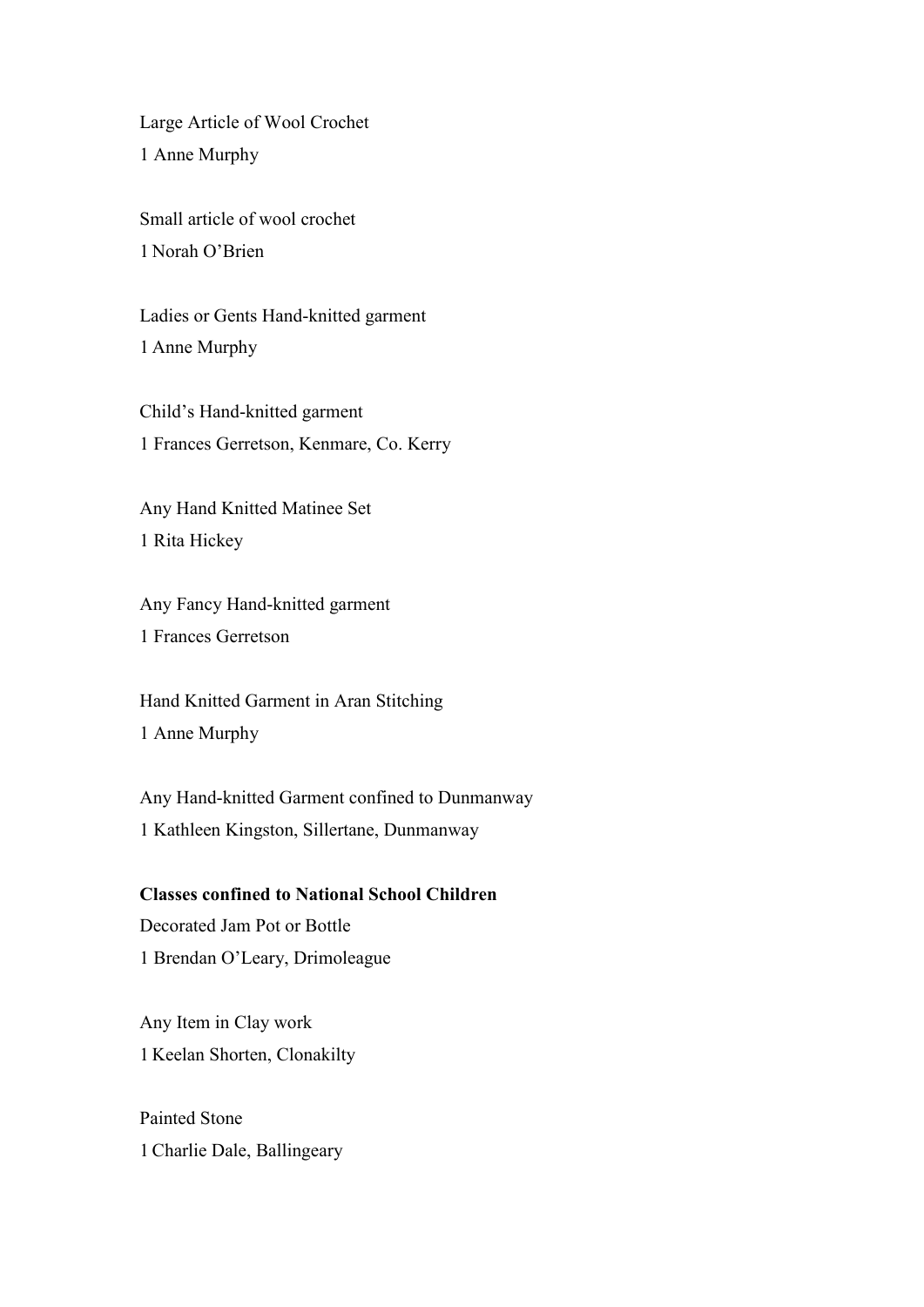Large Article of Wool Crochet
1 Anne Murphy

Small article of wool crochet
1 Norah O'Brien

Ladies or Gents Hand-knitted garment
1 Anne Murphy

Child's Hand-knitted garment
1 Frances Gerretson, Kenmare, Co. Kerry

Any Hand Knitted Matinee Set
1 Rita Hickey

Any Fancy Hand-knitted garment
1 Frances Gerretson

Hand Knitted Garment in Aran Stitching
1 Anne Murphy

Any Hand-knitted Garment confined to Dunmanway
1 Kathleen Kingston, Sillertane, Dunmanway

**Classes confined to National School Children**

Decorated Jam Pot or Bottle
1 Brendan O'Leary, Drimoleague

Any Item in Clay work
1 Keelan Shorten, Clonakilty

Painted Stone
1 Charlie Dale, Ballingeary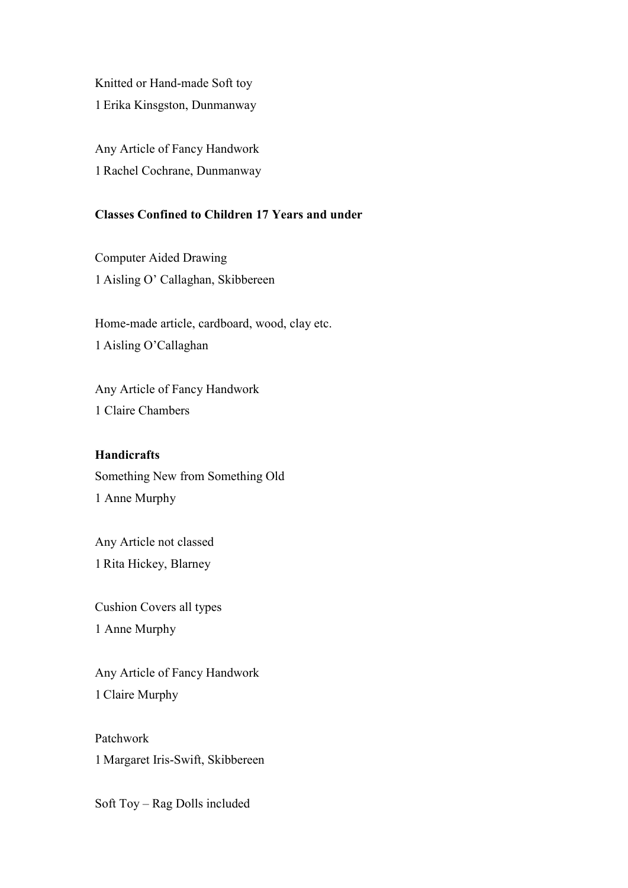Knitted or Hand-made Soft toy

1 Erika Kinsgston, Dunmanway

Any Article of Fancy Handwork

1 Rachel Cochrane, Dunmanway

**Classes Confined to Children 17 Years and under**

Computer Aided Drawing

1 Aisling O' Callaghan, Skibbereen

Home-made article, cardboard, wood, clay etc.

1 Aisling O'Callaghan

Any Article of Fancy Handwork

1 Claire Chambers

**Handicrafts**

Something New from Something Old

1 Anne Murphy

Any Article not classed

1 Rita Hickey, Blarney

Cushion Covers all types

1 Anne Murphy

Any Article of Fancy Handwork

1 Claire Murphy

Patchwork

1 Margaret Iris-Swift, Skibbereen

Soft Toy – Rag Dolls included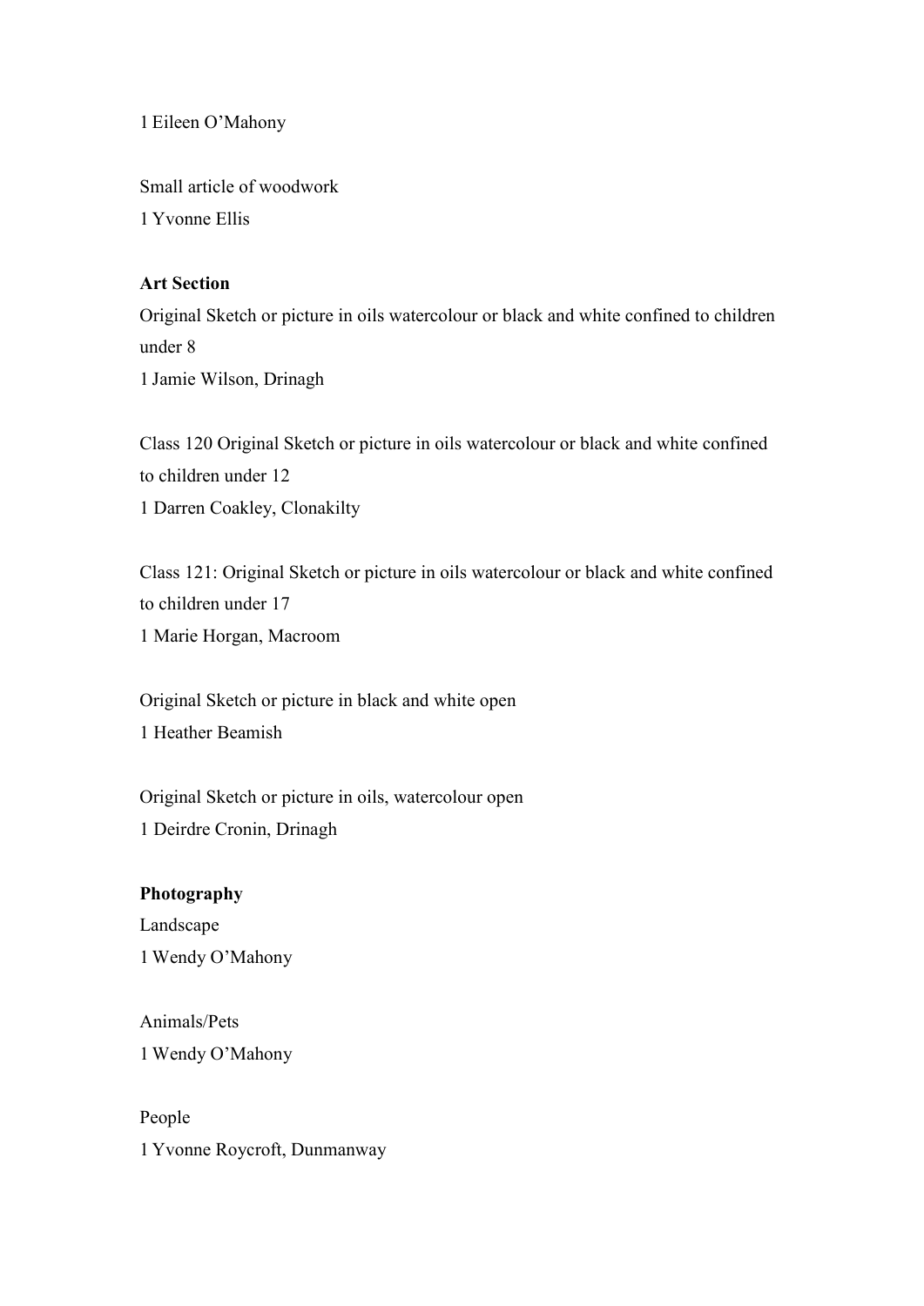1 Eileen O’Mahony

Small article of woodwork
1 Yvonne Ellis

**Art Section**
Original Sketch or picture in oils watercolour or black and white confined to children under 8
1 Jamie Wilson, Drinagh

Class 120 Original Sketch or picture in oils watercolour or black and white confined to children under 12
1 Darren Coakley, Clonakilty

Class 121: Original Sketch or picture in oils watercolour or black and white confined to children under 17
1 Marie Horgan, Macroom

Original Sketch or picture in black and white open
1 Heather Beamish

Original Sketch or picture in oils, watercolour open
1 Deirdre Cronin, Drinagh

**Photography**
Landscape
1 Wendy O’Mahony

Animals/Pets
1 Wendy O’Mahony

People
1 Yvonne Roycroft, Dunmanway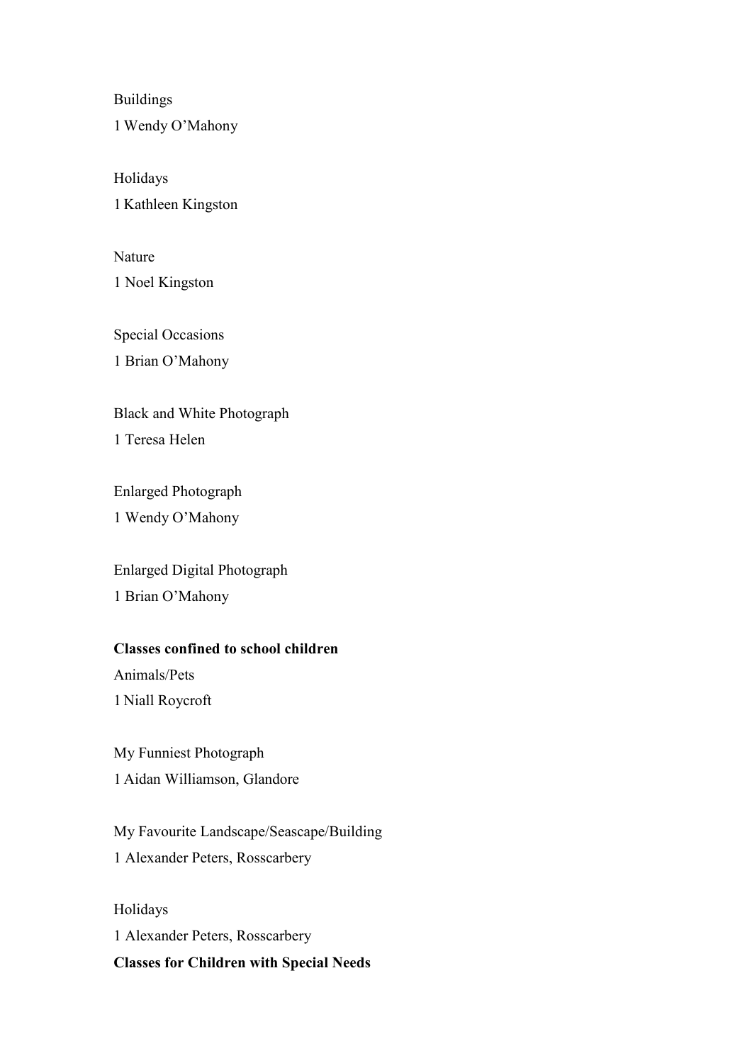Buildings
1 Wendy O'Mahony

Holidays
1 Kathleen Kingston

Nature
1 Noel Kingston

Special Occasions
1 Brian O'Mahony

Black and White Photograph
1 Teresa Helen

Enlarged Photograph
1 Wendy O'Mahony

Enlarged Digital Photograph
1 Brian O'Mahony

**Classes confined to school children**

Animals/Pets
1 Niall Roycroft

My Funniest Photograph
1 Aidan Williamson, Glandore

My Favourite Landscape/Seascape/Building
1 Alexander Peters, Rosscarbery

Holidays
1 Alexander Peters, Rosscarbery

**Classes for Children with Special Needs**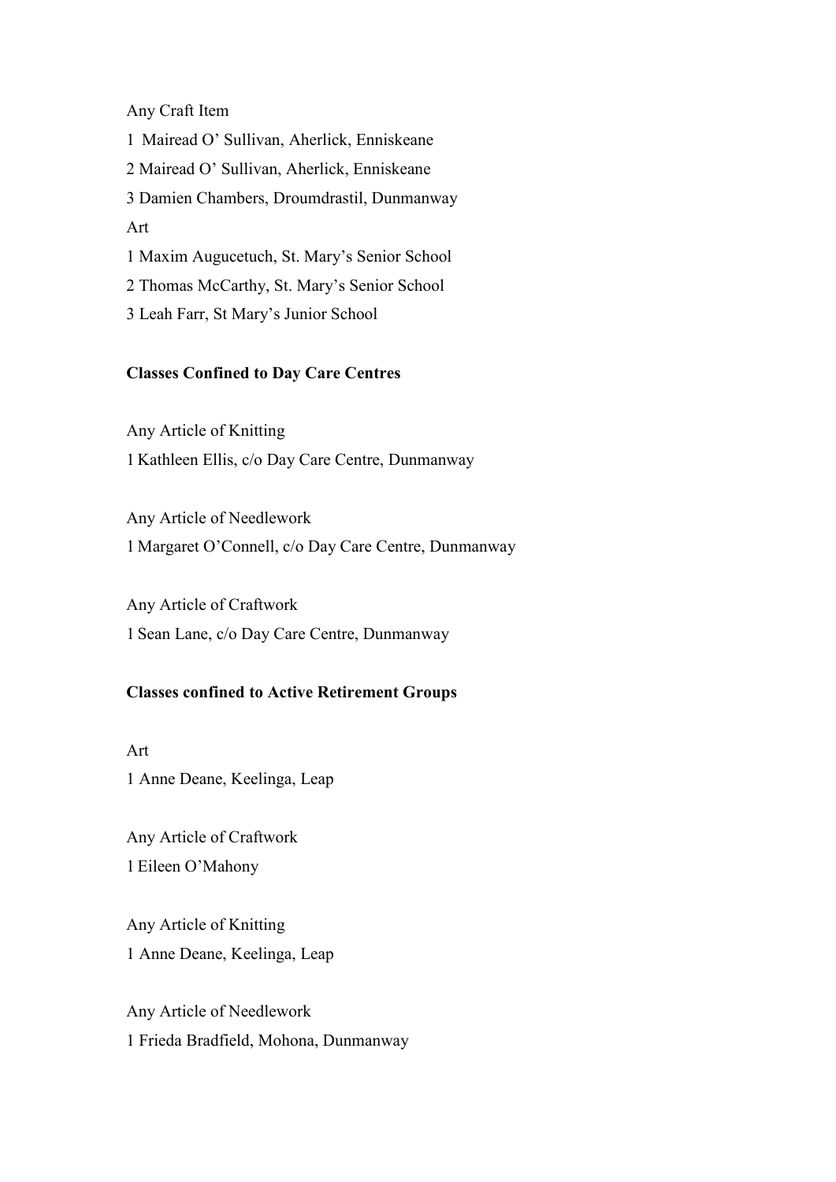Any Craft Item

1 Mairead O' Sullivan, Aherlick, Enniskeane

2 Mairead O' Sullivan, Aherlick, Enniskeane

3 Damien Chambers, Droumdrastil, Dunmanway

Art

1 Maxim Augucetuch, St. Mary's Senior School

2 Thomas McCarthy, St. Mary's Senior School

3 Leah Farr, St Mary's Junior School

**Classes Confined to Day Care Centres**

Any Article of Knitting

1 Kathleen Ellis, c/o Day Care Centre, Dunmanway

Any Article of Needlework

1 Margaret O'Connell, c/o Day Care Centre, Dunmanway

Any Article of Craftwork

1 Sean Lane, c/o Day Care Centre, Dunmanway

**Classes confined to Active Retirement Groups**

Art

1 Anne Deane, Keelinga, Leap

Any Article of Craftwork

1 Eileen O'Mahony

Any Article of Knitting

1 Anne Deane, Keelinga, Leap

Any Article of Needlework

1 Frieda Bradfield, Mohona, Dunmanway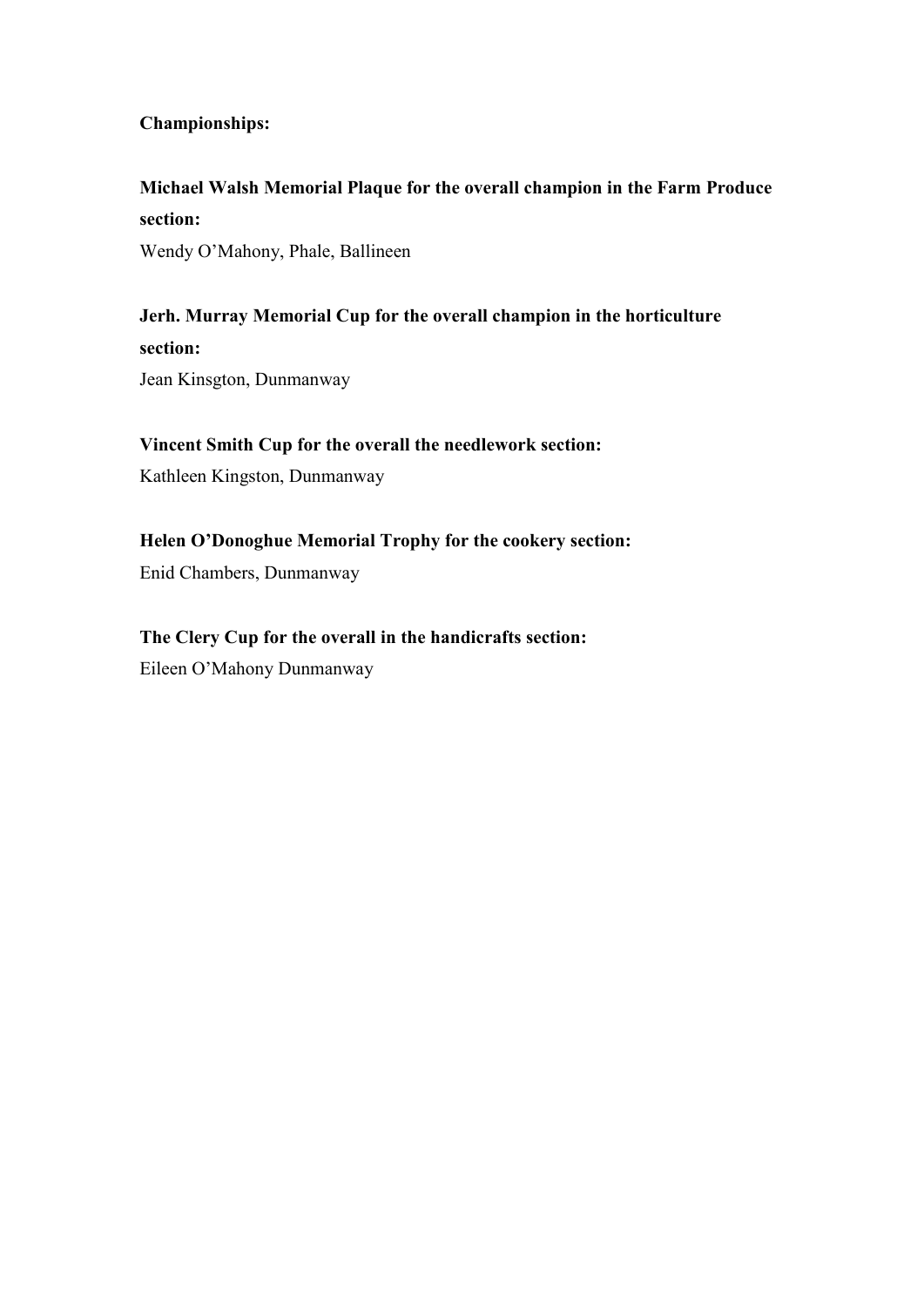**Championships:**

**Michael Walsh Memorial Plaque for the overall champion in the Farm Produce section:**
Wendy O’Mahony, Phale, Ballineen

**Jerh. Murray Memorial Cup for the overall champion in the horticulture section:**
Jean Kinsgton, Dunmanway

**Vincent Smith Cup for the overall the needlework section:**
Kathleen Kingston, Dunmanway

**Helen O’Donoghue Memorial Trophy for the cookery section:**
Enid Chambers, Dunmanway

**The Clery Cup for the overall in the handicrafts section:**
Eileen O’Mahony Dunmanway